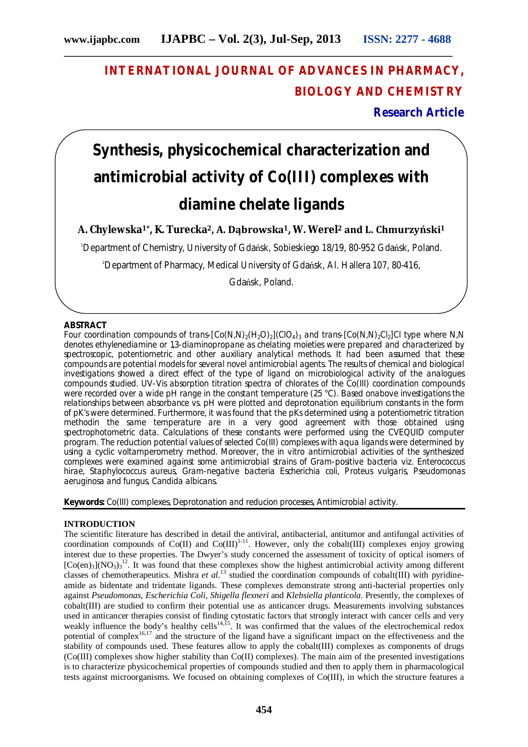# INTERNATIONAL JOURNAL OF ADVANCES IN PHARMACY, BIOLOGY AND CHEMISTRY

**Research Article**

# Synthesis, physicochemical characterization and antimicrobial activity of Co(III) complexes with diamine chelate ligands

**A. Chylewska[1]*, K. Turecka[2], A. Dąbrowska[1], W. Werel[2] and L. Chmurzyński[1]**

[1]Department of Chemistry, University of Gdańsk, Sobieskiego 18/19, 80-952 Gdańsk, Poland.

[2]Department of Pharmacy, Medical University of Gdańsk, Al. Hallera 107, 80-416, Gdańsk, Poland.

## ABSTRACT

Four coordination compounds of *trans*-$[Co(N,N)_2(H_2O)_2](ClO_4)_3$ and *trans*-$[Co(N,N)_2Cl_2]Cl$ type where N,N denotes ethylenediamine or 1,3-diaminopropane as chelating moieties were prepared and characterized by spectroscopic, potentiometric and other auxiliary analytical methods. It had been assumed that these compounds are potential models for several novel antimicrobial agents. The results of chemical and biological investigations showed a direct effect of the type of ligand on microbiological activity of the analogues compounds studied. UV-Vis absorption titration spectra of chlorates of the Co(III) coordination compounds were recorded over a wide pH range in the constant temperature (25 °C). Based onabove investigations the relationships between absorbance vs. pH were plotted and deprotonation equilibrium constants in the form of pK's were determined. Furthermore, it was found that the pKs determined using a potentiometric titration methodin the same temperature are in a very good agreement with those obtained using spectrophotometric data. Calculations of these constants were performed using the CVEQUID computer program. The reduction potential values of selected Co(III) complexes with aqua ligands were determined by using a cyclic voltamperometry method. Moreover, the in vitro antimicrobial activities of the synthesized complexes were examined against some antimicrobial strains of Gram-positive bacteria viz. *Enterococcus hirae, Staphylococcus aureus*, Gram-negative bacteria *Escherichia coli, Proteus vulgaris, Pseudomonas aeruginosa* and fungus, *Candida albicans*.

**Keywords:** Co(III) complexes, Deprotonation and reducion processes, Antimicrobial activity.

## INTRODUCTION

The scientific literature has described in detail the antiviral, antibacterial, antitumor and antifungal activities of coordination compounds of Co(II) and Co(III)[1-11]. However, only the cobalt(III) complexes enjoy growing interest due to these properties. The Dwyer's study concerned the assessment of toxicity of optical isomers of $[Co(en)_3](NO_3)_3$[12]. It was found that these complexes show the highest antimicrobial activity among different classes of chemotherapeutics. Mishra *et al.*[13] studied the coordination compounds of cobalt(III) with pyridine-amide as bidentate and tridentate ligands. These complexes demonstrate strong anti-bacterial properties only against *Pseudomonas, Escherichia Coli, Shigella flexneri* and *Klebsiella planticola*. Presently, the complexes of cobalt(III) are studied to confirm their potential use as anticancer drugs. Measurements involving substances used in anticancer therapies consist of finding cytostatic factors that strongly interact with cancer cells and very weakly influence the body's healthy cells[14,15]. It was confirmed that the values of the electrochemical redox potential of complex[16,17] and the structure of the ligand have a significant impact on the effectiveness and the stability of compounds used. These features allow to apply the cobalt(III) complexes as components of drugs (Co(III) complexes show higher stability than Co(II) complexes). The main aim of the presented investigations is to characterize physicochemical properties of compounds studied and then to apply them in pharmacological tests against microorganisms. We focused on obtaining complexes of Co(III), in which the structure features a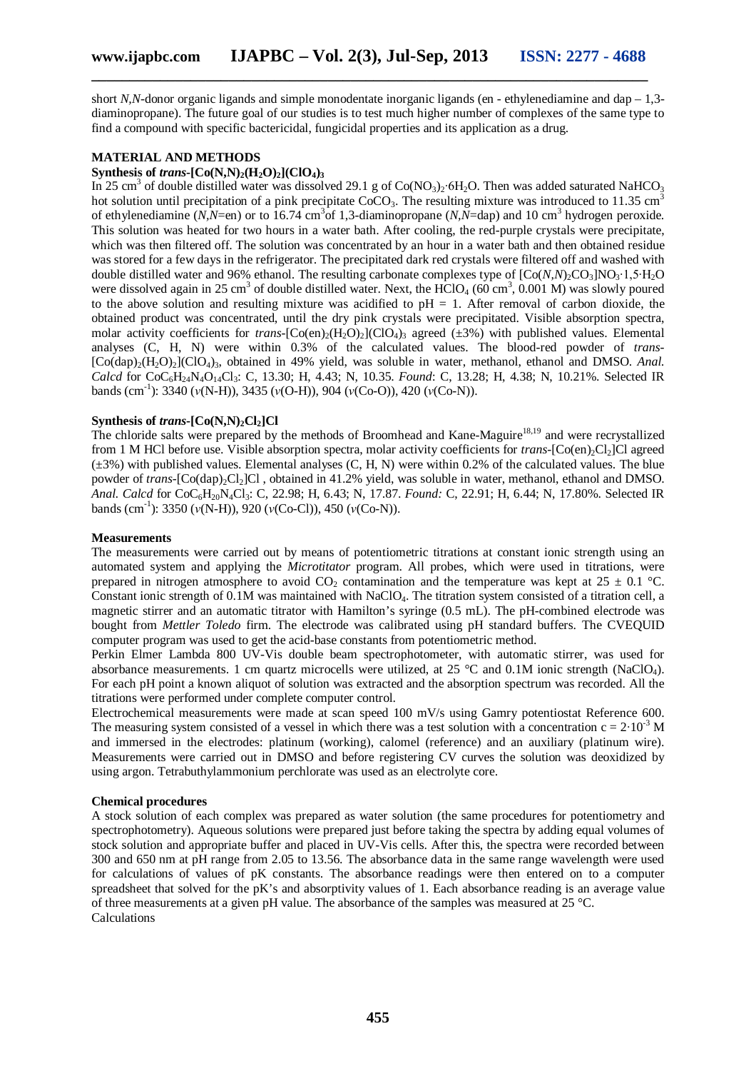short *N,N*-donor organic ligands and simple monodentate inorganic ligands (en - ethylenediamine and dap – 1,3-diaminopropane). The future goal of our studies is to test much higher number of complexes of the same type to find a compound with specific bactericidal, fungicidal properties and its application as a drug.

## MATERIAL AND METHODS

### Synthesis of *trans*-$[Co(N,N)_2(H_2O)_2](ClO_4)_3$

In 25 $cm^3$ of double distilled water was dissolved 29.1 g of $Co(NO_3)_2·6H_2O$. Then was added saturated $NaHCO_3$ hot solution until precipitation of a pink precipitate $CoCO_3$. The resulting mixture was introduced to 11.35 $cm^3$ of ethylenediamine (*N,N*=en) or to 16.74 $cm^3$of 1,3-diaminopropane (*N,N*=dap) and 10 $cm^3$ hydrogen peroxide. This solution was heated for two hours in a water bath. After cooling, the red-purple crystals were precipitate, which was then filtered off. The solution was concentrated by an hour in a water bath and then obtained residue was stored for a few days in the refrigerator. The precipitated dark red crystals were filtered off and washed with double distilled water and 96% ethanol. The resulting carbonate complexes type of $[Co(N,N)_2CO_3]NO_3·1,5·H_2O$ were dissolved again in 25 $cm^3$ of double distilled water. Next, the $HClO_4$ (60 $cm^3$, 0.001 M) was slowly poured to the above solution and resulting mixture was acidified to pH = 1. After removal of carbon dioxide, the obtained product was concentrated, until the dry pink crystals were precipitated. Visible absorption spectra, molar activity coefficients for *trans*-$[Co(en)_2(H_2O)_2](ClO_4)_3$ agreed (±3%) with published values. Elemental analyses (C, H, N) were within 0.3% of the calculated values. The blood-red powder of *trans*-$[Co(dap)_2(H_2O)_2](ClO_4)_3$, obtained in 49% yield, was soluble in water, methanol, ethanol and DMSO. *Anal. Calcd* for $CoC_6H_{24}N_4O_{14}Cl_3$: C, 13.30; H, 4.43; N, 10.35. *Found*: C, 13.28; H, 4.38; N, 10.21%. Selected IR bands ($cm^{-1}$): 3340 ($\nu$(N-H)), 3435 ($\nu$(O-H)), 904 ($\nu$(Co-O)), 420 ($\nu$(Co-N)).

### Synthesis of *trans*-$[Co(N,N)_2Cl_2]Cl$

The chloride salts were prepared by the methods of Broomhead and Kane-Maguire[18,19] and were recrystallized from 1 M HCl before use. Visible absorption spectra, molar activity coefficients for *trans*-$[Co(en)_2Cl_2]Cl$ agreed (±3%) with published values. Elemental analyses (C, H, N) were within 0.2% of the calculated values. The blue powder of *trans*-$[Co(dap)_2Cl_2]Cl$ , obtained in 41.2% yield, was soluble in water, methanol, ethanol and DMSO. *Anal. Calcd* for $CoC_6H_{20}N_4Cl_3$: C, 22.98; H, 6.43; N, 17.87. *Found:* C, 22.91; H, 6.44; N, 17.80%. Selected IR bands ($cm^{-1}$): 3350 ($\nu$(N-H)), 920 ($\nu$(Co-Cl)), 450 ($\nu$(Co-N)).

### Measurements

The measurements were carried out by means of potentiometric titrations at constant ionic strength using an automated system and applying the *Microtitator* program. All probes, which were used in titrations, were prepared in nitrogen atmosphere to avoid $CO_2$ contamination and the temperature was kept at 25 ± 0.1 °C. Constant ionic strength of 0.1M was maintained with $NaClO_4$. The titration system consisted of a titration cell, a magnetic stirrer and an automatic titrator with Hamilton's syringe (0.5 mL). The pH-combined electrode was bought from *Mettler Toledo* firm. The electrode was calibrated using pH standard buffers. The CVEQUID computer program was used to get the acid-base constants from potentiometric method.

Perkin Elmer Lambda 800 UV-Vis double beam spectrophotometer, with automatic stirrer, was used for absorbance measurements. 1 cm quartz microcells were utilized, at 25 °C and 0.1M ionic strength ($NaClO_4$). For each pH point a known aliquot of solution was extracted and the absorption spectrum was recorded. All the titrations were performed under complete computer control.

Electrochemical measurements were made at scan speed 100 mV/s using Gamry potentiostat Reference 600. The measuring system consisted of a vessel in which there was a test solution with a concentration $c = 2·10^{-3}$ M and immersed in the electrodes: platinum (working), calomel (reference) and an auxiliary (platinum wire). Measurements were carried out in DMSO and before registering CV curves the solution was deoxidized by using argon. Tetrabuthylammonium perchlorate was used as an electrolyte core.

### Chemical procedures

A stock solution of each complex was prepared as water solution (the same procedures for potentiometry and spectrophotometry). Aqueous solutions were prepared just before taking the spectra by adding equal volumes of stock solution and appropriate buffer and placed in UV-Vis cells. After this, the spectra were recorded between 300 and 650 nm at pH range from 2.05 to 13.56. The absorbance data in the same range wavelength were used for calculations of values of pK constants. The absorbance readings were then entered on to a computer spreadsheet that solved for the pK's and absorptivity values of 1. Each absorbance reading is an average value of three measurements at a given pH value. The absorbance of the samples was measured at 25 °C.

Calculations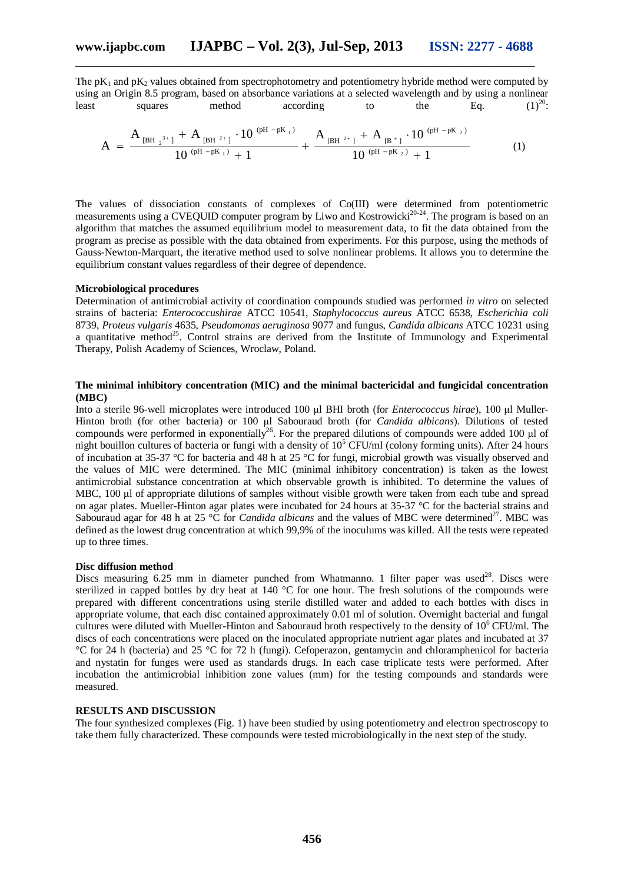The $pK_1$ and $pK_2$ values obtained from spectrophotometry and potentiometry hybride method were computed by using an Origin 8.5 program, based on absorbance variations at a selected wavelength and by using a nonlinear least squares method according to the Eq. (1)[20]:

$$A = \frac{A_{[BH_2^{3+}]} + A_{[BH^{2+}]} \cdot 10^{(pH - pK_1)}}{10^{(pH - pK_1)} + 1} + \frac{A_{[BH^{2+}]} + A_{[B^+]} \cdot 10^{(pH - pK_2)}}{10^{(pH - pK_2)} + 1} \qquad (1)$$

The values of dissociation constants of complexes of Co(III) were determined from potentiometric measurements using a CVEQUID computer program by Liwo and Kostrowicki[20-24]. The program is based on an algorithm that matches the assumed equilibrium model to measurement data, to fit the data obtained from the program as precise as possible with the data obtained from experiments. For this purpose, using the methods of Gauss-Newton-Marquart, the iterative method used to solve nonlinear problems. It allows you to determine the equilibrium constant values regardless of their degree of dependence.

### Microbiological procedures

Determination of antimicrobial activity of coordination compounds studied was performed *in vitro* on selected strains of bacteria: *Enterococcushirae* ATCC 10541, *Staphylococcus aureus* ATCC 6538, *Escherichia coli* 8739, *Proteus vulgaris* 4635, *Pseudomonas aeruginosa* 9077 and fungus, *Candida albicans* ATCC 10231 using a quantitative method[25]. Control strains are derived from the Institute of Immunology and Experimental Therapy, Polish Academy of Sciences, Wroclaw, Poland.

### The minimal inhibitory concentration (MIC) and the minimal bactericidal and fungicidal concentration (MBC)

Into a sterile 96-well microplates were introduced 100 µl BHI broth (for *Enterococcus hirae*), 100 µl Muller-Hinton broth (for other bacteria) or 100 µl Sabouraud broth (for *Candida albicans*). Dilutions of tested compounds were performed in exponentially[26]. For the prepared dilutions of compounds were added 100 µl of night bouillon cultures of bacteria or fungi with a density of $10^5$ CFU/ml (colony forming units). After 24 hours of incubation at 35-37 °C for bacteria and 48 h at 25 °C for fungi, microbial growth was visually observed and the values of MIC were determined. The MIC (minimal inhibitory concentration) is taken as the lowest antimicrobial substance concentration at which observable growth is inhibited. To determine the values of MBC, 100 µl of appropriate dilutions of samples without visible growth were taken from each tube and spread on agar plates. Mueller-Hinton agar plates were incubated for 24 hours at 35-37 °C for the bacterial strains and Sabouraud agar for 48 h at 25 °C for *Candida albicans* and the values of MBC were determined[27]. MBC was defined as the lowest drug concentration at which 99,9% of the inoculums was killed. All the tests were repeated up to three times.

### Disc diffusion method

Discs measuring 6.25 mm in diameter punched from Whatmanno. 1 filter paper was used[28]. Discs were sterilized in capped bottles by dry heat at 140 °C for one hour. The fresh solutions of the compounds were prepared with different concentrations using sterile distilled water and added to each bottles with discs in appropriate volume, that each disc contained approximately 0.01 ml of solution. Overnight bacterial and fungal cultures were diluted with Mueller-Hinton and Sabouraud broth respectively to the density of $10^6$ CFU/ml. The discs of each concentrations were placed on the inoculated appropriate nutrient agar plates and incubated at 37 °C for 24 h (bacteria) and 25 °C for 72 h (fungi). Cefoperazon, gentamycin and chloramphenicol for bacteria and nystatin for funges were used as standards drugs. In each case triplicate tests were performed. After incubation the antimicrobial inhibition zone values (mm) for the testing compounds and standards were measured.

## RESULTS AND DISCUSSION

The four synthesized complexes (Fig. 1) have been studied by using potentiometry and electron spectroscopy to take them fully characterized. These compounds were tested microbiologically in the next step of the study.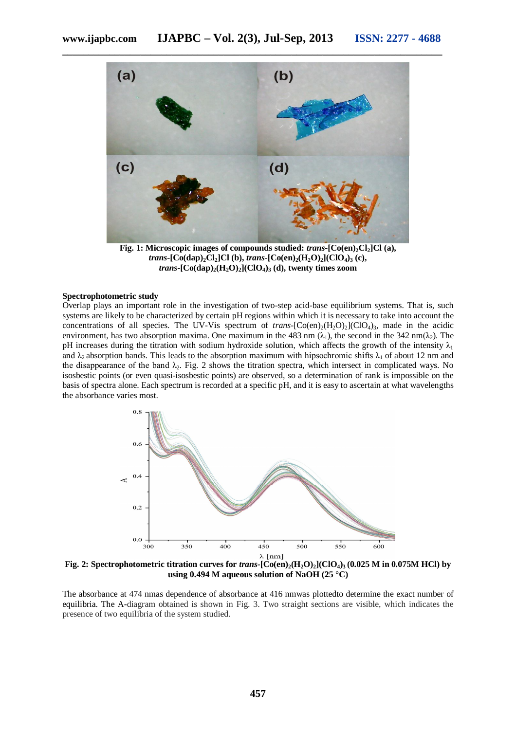Fig. 1: Microscopic images of compounds studied: *trans*-$[Co(en)_2Cl_2]Cl$ (a), *trans*-$[Co(dap)_2Cl_2]Cl$ (b), *trans*-$[Co(en)_2(H_2O)_2](ClO_4)_3$ (c), *trans*-$[Co(dap)_2(H_2O)_2](ClO_4)_3$ (d), twenty times zoom

### Spectrophotometric study

Overlap plays an important role in the investigation of two-step acid-base equilibrium systems. That is, such systems are likely to be characterized by certain pH regions within which it is necessary to take into account the concentrations of all species. The UV-Vis spectrum of *trans*-$[Co(en)_2(H_2O)_2](ClO_4)_3$, made in the acidic environment, has two absorption maxima. One maximum in the 483 nm ($\lambda_1$), the second in the 342 nm($\lambda_2$). The pH increases during the titration with sodium hydroxide solution, which affects the growth of the intensity $\lambda_1$ and $\lambda_2$ absorption bands. This leads to the absorption maximum with hipsochromic shifts $\lambda_1$ of about 12 nm and the disappearance of the band $\lambda_2$. Fig. 2 shows the titration spectra, which intersect in complicated ways. No isosbestic points (or even quasi-isosbestic points) are observed, so a determination of rank is impossible on the basis of spectra alone. Each spectrum is recorded at a specific pH, and it is easy to ascertain at what wavelengths the absorbance varies most.

Fig. 2: Spectrophotometric titration curves for *trans*-$[Co(en)_2(H_2O)_2](ClO_4)_3$ (0.025 M in 0.075M HCl) by using 0.494 M aqueous solution of NaOH (25 °C)

The absorbance at 474 nmas dependence of absorbance at 416 nmwas plottedto determine the exact number of equilibria. The A-diagram obtained is shown in Fig. 3. Two straight sections are visible, which indicates the presence of two equilibria of the system studied.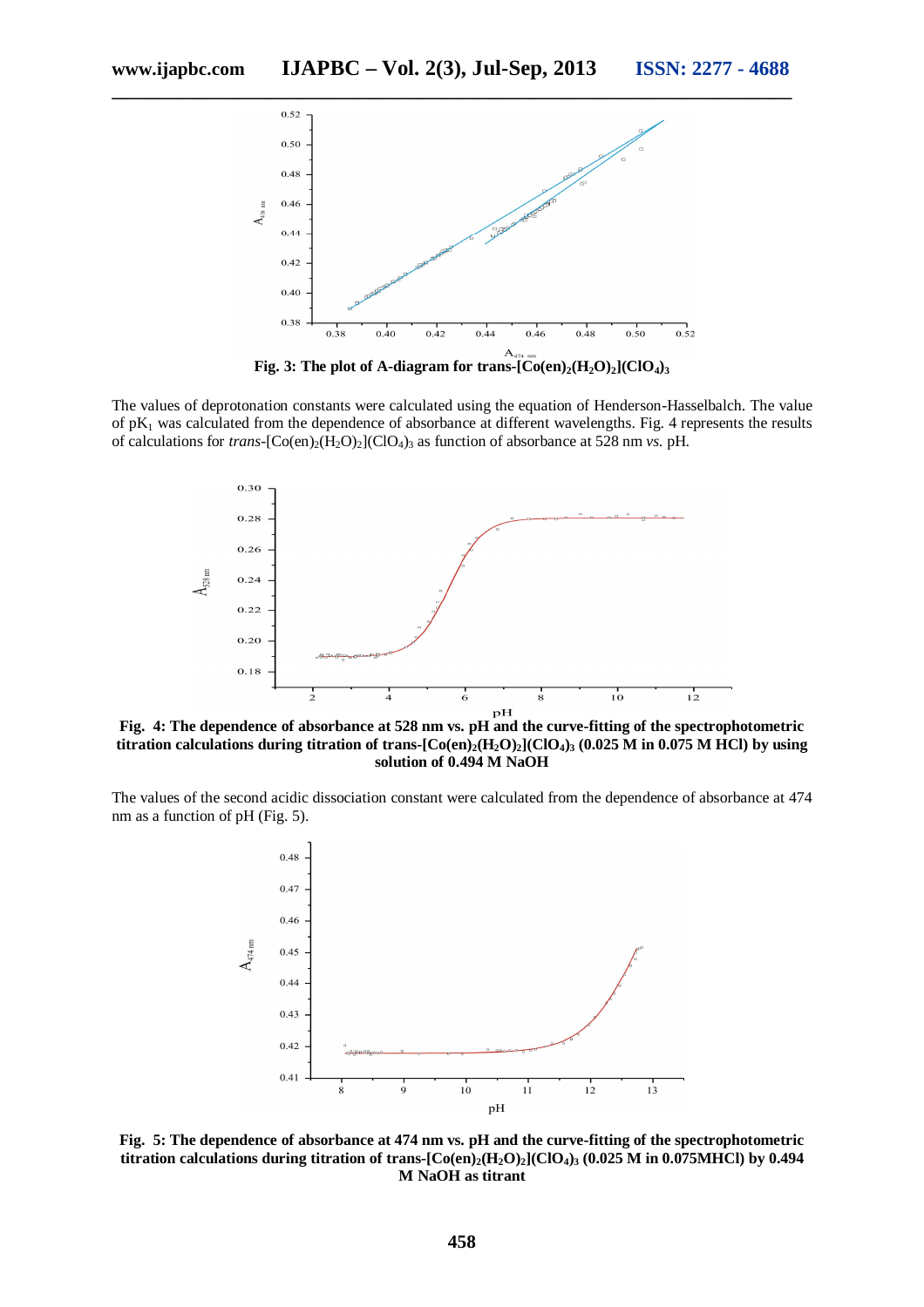**Fig. 3: The plot of A-diagram for trans-$[Co(en)_2(H_2O)_2](ClO_4)_3$**

The values of deprotonation constants were calculated using the equation of Henderson-Hasselbalch. The value of $pK_1$ was calculated from the dependence of absorbance at different wavelengths. Fig. 4 represents the results of calculations for *trans*-$[Co(en)_2(H_2O)_2](ClO_4)_3$ as function of absorbance at 528 nm *vs.* pH.

**Fig. 4: The dependence of absorbance at 528 nm vs. pH and the curve-fitting of the spectrophotometric titration calculations during titration of trans-$[Co(en)_2(H_2O)_2](ClO_4)_3$ (0.025 M in 0.075 M HCl) by using solution of 0.494 M NaOH**

The values of the second acidic dissociation constant were calculated from the dependence of absorbance at 474 nm as a function of pH (Fig. 5).

**Fig. 5: The dependence of absorbance at 474 nm vs. pH and the curve-fitting of the spectrophotometric titration calculations during titration of trans-$[Co(en)_2(H_2O)_2](ClO_4)_3$ (0.025 M in 0.075MHCl) by 0.494 M NaOH as titrant**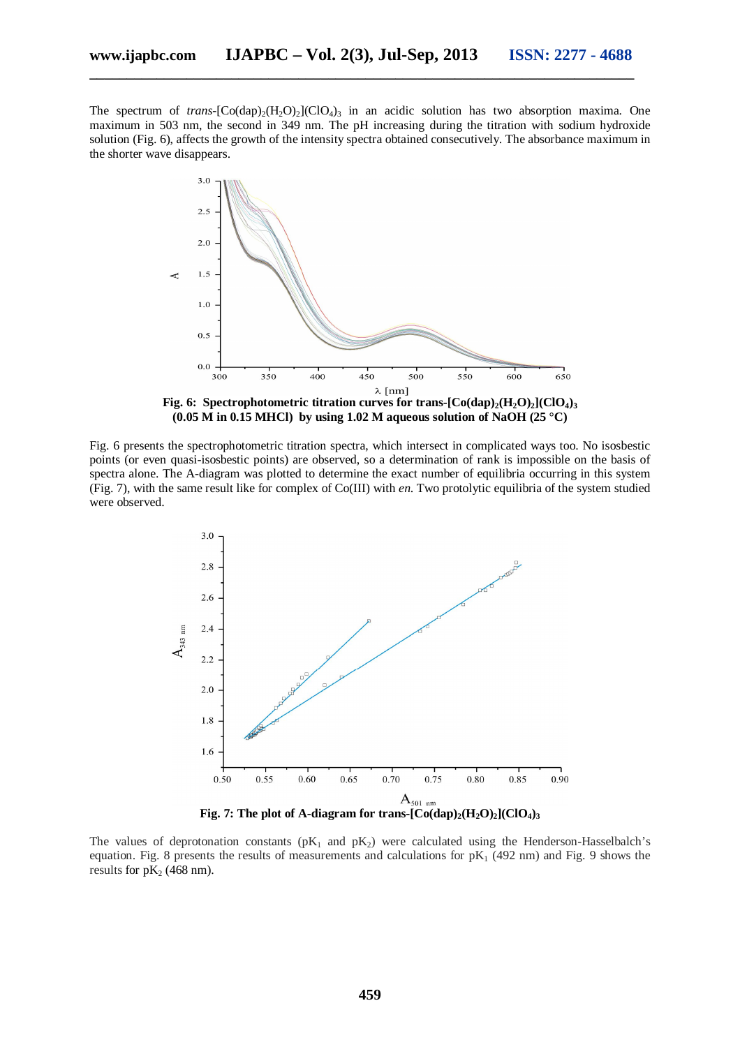The spectrum of *trans*-$[Co(dap)_2(H_2O)_2](ClO_4)_3$ in an acidic solution has two absorption maxima. One maximum in 503 nm, the second in 349 nm. The pH increasing during the titration with sodium hydroxide solution (Fig. 6), affects the growth of the intensity spectra obtained consecutively. The absorbance maximum in the shorter wave disappears.

**Fig. 6: Spectrophotometric titration curves for trans-$[Co(dap)_2(H_2O)_2](ClO_4)_3$ (0.05 M in 0.15 MHCl) by using 1.02 M aqueous solution of NaOH (25 °C)**

Fig. 6 presents the spectrophotometric titration spectra, which intersect in complicated ways too. No isosbestic points (or even quasi-isosbestic points) are observed, so a determination of rank is impossible on the basis of spectra alone. The A-diagram was plotted to determine the exact number of equilibria occurring in this system (Fig. 7), with the same result like for complex of Co(III) with *en*. Two protolytic equilibria of the system studied were observed.

**Fig. 7: The plot of A-diagram for trans-$[Co(dap)_2(H_2O)_2](ClO_4)_3$**

The values of deprotonation constants ($pK_1$ and $pK_2$) were calculated using the Henderson-Hasselbalch's equation. Fig. 8 presents the results of measurements and calculations for $pK_1$ (492 nm) and Fig. 9 shows the results for $pK_2$ (468 nm).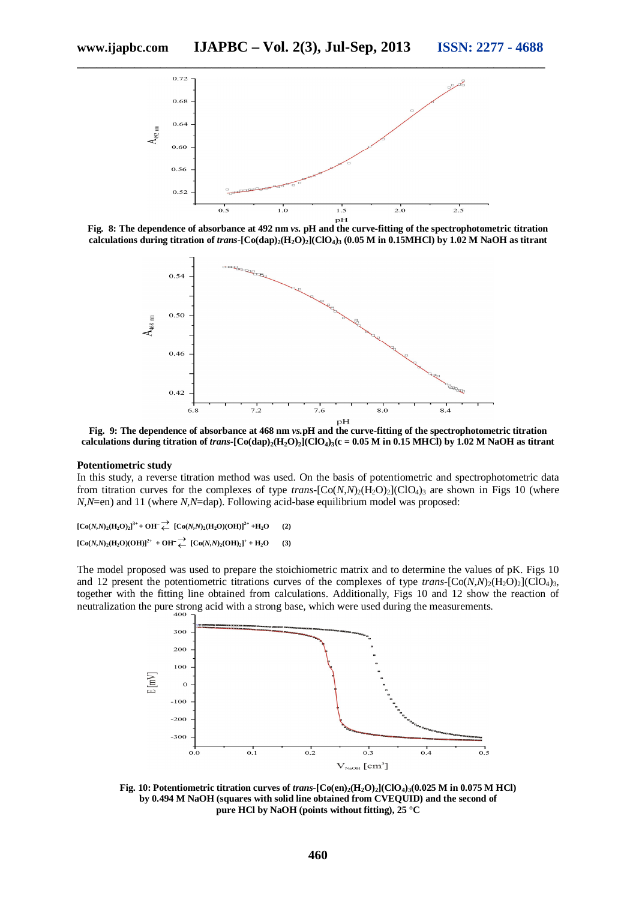Fig. 8: The dependence of absorbance at 492 nm *vs.* pH and the curve-fitting of the spectrophotometric titration calculations during titration of *trans*-$[Co(dap)_2(H_2O)_2](ClO_4)_3$ (0.05 M in 0.15MHCl) by 1.02 M NaOH as titrant

Fig. 9: The dependence of absorbance at 468 nm *vs.*pH and the curve-fitting of the spectrophotometric titration calculations during titration of *trans*-$[Co(dap)_2(H_2O)_2](ClO_4)_3$(c = 0.05 M in 0.15 MHCl) by 1.02 M NaOH as titrant

### Potentiometric study

In this study, a reverse titration method was used. On the basis of potentiometric and spectrophotometric data from titration curves for the complexes of type *trans*-$[Co(N,N)_2(H_2O)_2](ClO_4)_3$ are shown in Figs 10 (where *N,N*=en) and 11 (where *N,N*=dap). Following acid-base equilibrium model was proposed:

$$[Co(N,N)_2(H_2O)_2]^{3+} + OH^- \rightleftarrows [Co(N,N)_2(H_2O)(OH)]^{2+} + H_2O \quad (2)$$

$$[Co(N,N)_2(H_2O)(OH)]^{2+} + OH^- \rightleftarrows [Co(N,N)_2(OH)_2]^{+} + H_2O \quad (3)$$

The model proposed was used to prepare the stoichiometric matrix and to determine the values of pK. Figs 10 and 12 present the potentiometric titrations curves of the complexes of type *trans*-$[Co(N,N)_2(H_2O)_2](ClO_4)_3$, together with the fitting line obtained from calculations. Additionally, Figs 10 and 12 show the reaction of neutralization the pure strong acid with a strong base, which were used during the measurements.

Fig. 10: Potentiometric titration curves of *trans*-$[Co(en)_2(H_2O)_2](ClO_4)_3$(0.025 M in 0.075 M HCl) by 0.494 M NaOH (squares with solid line obtained from CVEQUID) and the second of pure HCl by NaOH (points without fitting), 25 °C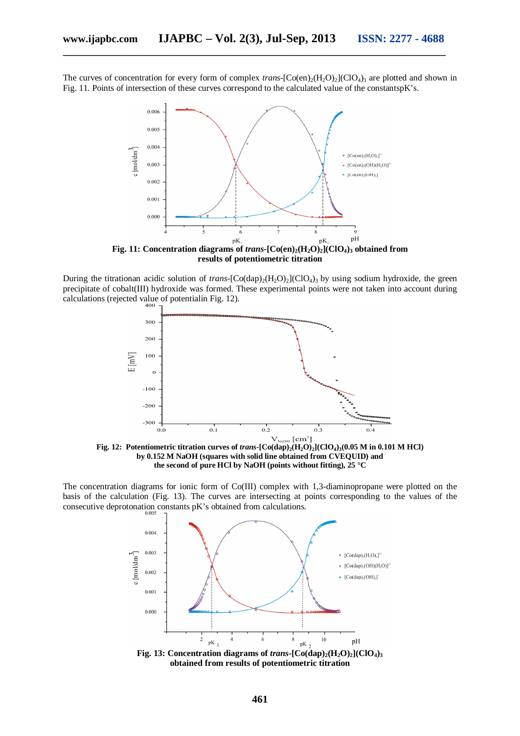The curves of concentration for every form of complex *trans*-$[Co(en)_2(H_2O)_2](ClO_4)_3$ are plotted and shown in Fig. 11. Points of intersection of these curves correspond to the calculated value of the constantspK's.

**Fig. 11: Concentration diagrams of *trans*-$[Co(en)_2(H_2O)_2](ClO_4)_3$ obtained from results of potentiometric titration**

During the titrationan acidic solution of *trans*-$[Co(dap)_2(H_2O)_2](ClO_4)_3$ by using sodium hydroxide, the green precipitate of cobalt(III) hydroxide was formed. These experimental points were not taken into account during calculations (rejected value of potentialin Fig. 12).

**Fig. 12: Potentiometric titration curves of *trans*-$[Co(dap)_2(H_2O)_2](ClO_4)_3$(0.05 M in 0.101 M HCl) by 0.152 M NaOH (squares with solid line obtained from CVEQUID) and the second of pure HCl by NaOH (points without fitting), 25 °C**

The concentration diagrams for ionic form of Co(III) complex with 1,3-diaminopropane were plotted on the basis of the calculation (Fig. 13). The curves are intersecting at points corresponding to the values of the consecutive deprotonation constants pK's obtained from calculations.

**Fig. 13: Concentration diagrams of *trans*-$[Co(dap)_2(H_2O)_2](ClO_4)_3$ obtained from results of potentiometric titration**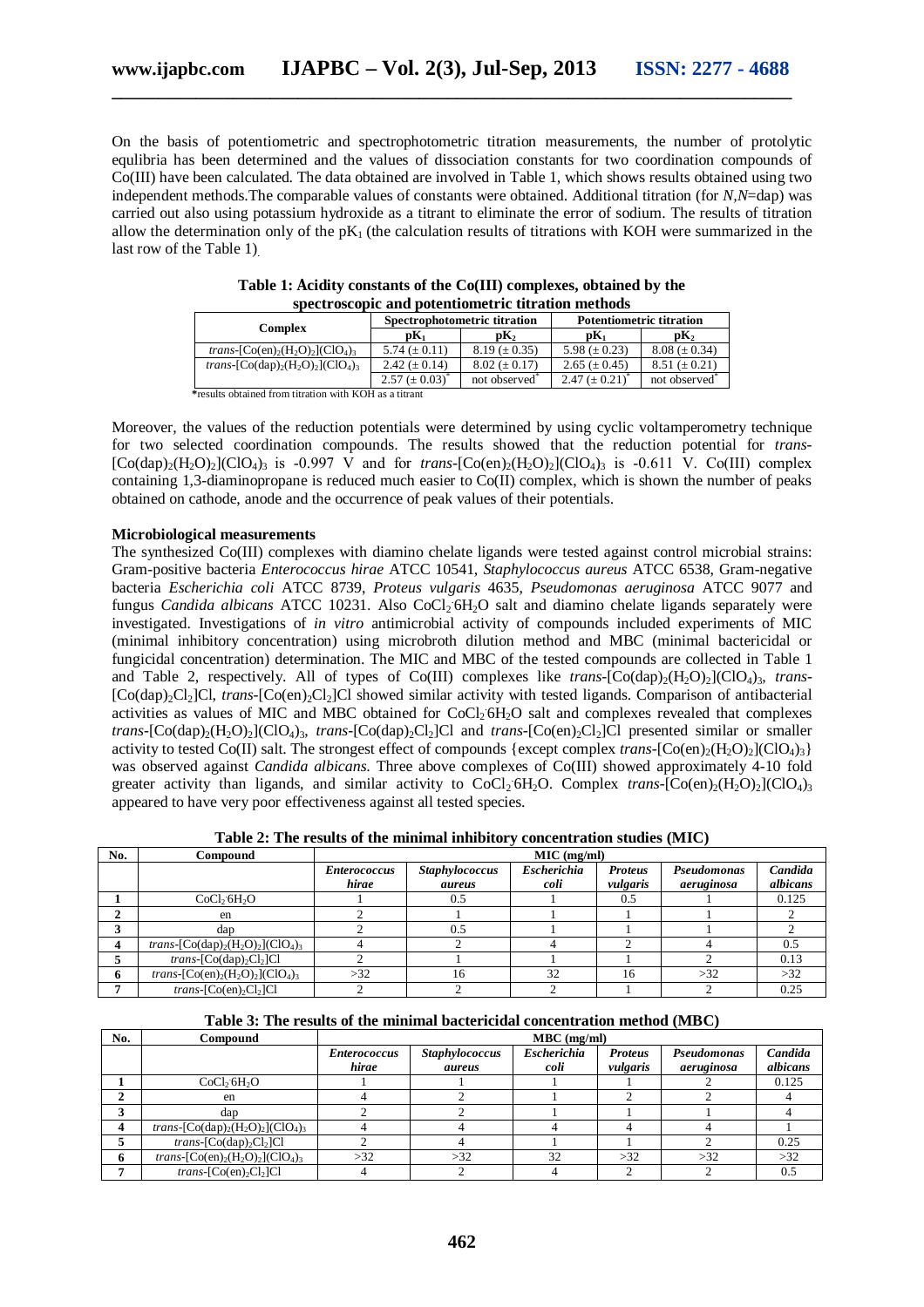On the basis of potentiometric and spectrophotometric titration measurements, the number of protolytic equlibria has been determined and the values of dissociation constants for two coordination compounds of Co(III) have been calculated. The data obtained are involved in Table 1, which shows results obtained using two independent methods.The comparable values of constants were obtained. Additional titration (for *N,N*=dap) was carried out also using potassium hydroxide as a titrant to eliminate the error of sodium. The results of titration allow the determination only of the $pK_1$ (the calculation results of titrations with KOH were summarized in the last row of the Table 1).

**Table 1: Acidity constants of the Co(III) complexes, obtained by the spectroscopic and potentiometric titration methods**

| Complex | Spectrophotometric titration | | Potentiometric titration | |
|---|---|---|---|---|
| | $pK_1$ | $pK_2$ | $pK_1$ | $pK_2$ |
| *trans*-$[Co(en)_2(H_2O)_2](ClO_4)_3$ | 5.74 (± 0.11) | 8.19 (± 0.35) | 5.98 (± 0.23) | 8.08 (± 0.34) |
| *trans*-$[Co(dap)_2(H_2O)_2](ClO_4)_3$ | 2.42 (± 0.14) | 8.02 (± 0.17) | 2.65 (± 0.45) | 8.51 (± 0.21) |
| | 2.57 (± 0.03)* | not observed* | 2.47 (± 0.21)* | not observed* |

*results obtained from titration with KOH as a titrant

Moreover, the values of the reduction potentials were determined by using cyclic voltamperometry technique for two selected coordination compounds. The results showed that the reduction potential for *trans*-$[Co(dap)_2(H_2O)_2](ClO_4)_3$ is -0.997 V and for *trans*-$[Co(en)_2(H_2O)_2](ClO_4)_3$ is -0.611 V. Co(III) complex containing 1,3-diaminopropane is reduced much easier to Co(II) complex, which is shown the number of peaks obtained on cathode, anode and the occurrence of peak values of their potentials.

**Microbiological measurements**

The synthesized Co(III) complexes with diamino chelate ligands were tested against control microbial strains: Gram-positive bacteria *Enterococcus hirae* ATCC 10541, *Staphylococcus aureus* ATCC 6538, Gram-negative bacteria *Escherichia coli* ATCC 8739, *Proteus vulgaris* 4635, *Pseudomonas aeruginosa* ATCC 9077 and fungus *Candida albicans* ATCC 10231. Also $CoCl_2 \cdot 6H_2O$ salt and diamino chelate ligands separately were investigated. Investigations of *in vitro* antimicrobial activity of compounds included experiments of MIC (minimal inhibitory concentration) using microbroth dilution method and MBC (minimal bactericidal or fungicidal concentration) determination. The MIC and MBC of the tested compounds are collected in Table 1 and Table 2, respectively. All of types of Co(III) complexes like *trans*-$[Co(dap)_2(H_2O)_2](ClO_4)_3$, *trans*-$[Co(dap)_2Cl_2]Cl$, *trans*-$[Co(en)_2Cl_2]Cl$ showed similar activity with tested ligands. Comparison of antibacterial activities as values of MIC and MBC obtained for $CoCl_2 \cdot 6H_2O$ salt and complexes revealed that complexes *trans*-$[Co(dap)_2(H_2O)_2](ClO_4)_3$, *trans*-$[Co(dap)_2Cl_2]Cl$ and *trans*-$[Co(en)_2Cl_2]Cl$ presented similar or smaller activity to tested Co(II) salt. The strongest effect of compounds {except complex *trans*-$[Co(en)_2(H_2O)_2](ClO_4)_3$} was observed against *Candida albicans*. Three above complexes of Co(III) showed approximately 4-10 fold greater activity than ligands, and similar activity to $CoCl_2 \cdot 6H_2O$. Complex *trans*-$[Co(en)_2(H_2O)_2](ClO_4)_3$ appeared to have very poor effectiveness against all tested species.

**Table 2: The results of the minimal inhibitory concentration studies (MIC)**

| No. | Compound | MIC (mg/ml) | | | | | |
|---|---|---|---|---|---|---|---|
| | | *Enterococcus hirae* | *Staphylococcus aureus* | *Escherichia coli* | *Proteus vulgaris* | *Pseudomonas aeruginosa* | *Candida albicans* |
| 1 | $CoCl_2 \cdot 6H_2O$ | 1 | 0.5 | 1 | 0.5 | 1 | 0.125 |
| 2 | en | 2 | 1 | 1 | 1 | 1 | 2 |
| 3 | dap | 2 | 0.5 | 1 | 1 | 1 | 2 |
| 4 | *trans*-$[Co(dap)_2(H_2O)_2](ClO_4)_3$ | 4 | 2 | 4 | 2 | 4 | 0.5 |
| 5 | *trans*-$[Co(dap)_2Cl_2]Cl$ | 2 | 1 | 1 | 1 | 2 | 0.13 |
| 6 | *trans*-$[Co(en)_2(H_2O)_2](ClO_4)_3$ | >32 | 16 | 32 | 16 | >32 | >32 |
| 7 | *trans*-$[Co(en)_2Cl_2]Cl$ | 2 | 2 | 2 | 1 | 2 | 0.25 |

**Table 3: The results of the minimal bactericidal concentration method (MBC)**

| No. | Compound | MBC (mg/ml) | | | | | |
|---|---|---|---|---|---|---|---|
| | | *Enterococcus hirae* | *Staphylococcus aureus* | *Escherichia coli* | *Proteus vulgaris* | *Pseudomonas aeruginosa* | *Candida albicans* |
| 1 | $CoCl_2 \cdot 6H_2O$ | 1 | 1 | 1 | 1 | 2 | 0.125 |
| 2 | en | 4 | 2 | 1 | 2 | 2 | 4 |
| 3 | dap | 2 | 2 | 1 | 1 | 1 | 4 |
| 4 | *trans*-$[Co(dap)_2(H_2O)_2](ClO_4)_3$ | 4 | 4 | 4 | 4 | 4 | 1 |
| 5 | *trans*-$[Co(dap)_2Cl_2]Cl$ | 2 | 4 | 1 | 1 | 2 | 0.25 |
| 6 | *trans*-$[Co(en)_2(H_2O)_2](ClO_4)_3$ | >32 | >32 | 32 | >32 | >32 | >32 |
| 7 | *trans*-$[Co(en)_2Cl_2]Cl$ | 4 | 2 | 4 | 2 | 2 | 0.5 |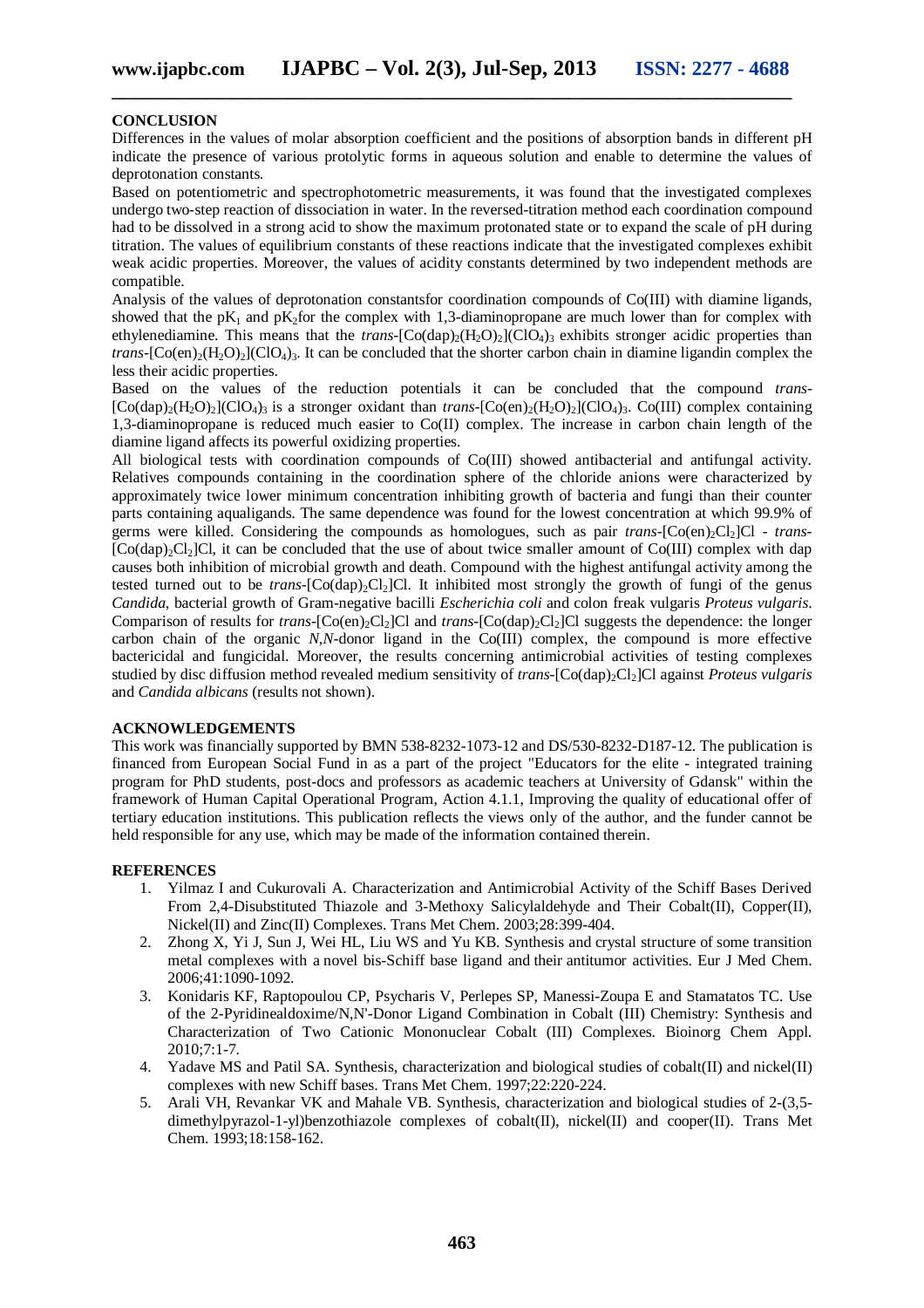## CONCLUSION

Differences in the values of molar absorption coefficient and the positions of absorption bands in different pH indicate the presence of various protolytic forms in aqueous solution and enable to determine the values of deprotonation constants.

Based on potentiometric and spectrophotometric measurements, it was found that the investigated complexes undergo two-step reaction of dissociation in water. In the reversed-titration method each coordination compound had to be dissolved in a strong acid to show the maximum protonated state or to expand the scale of pH during titration. The values of equilibrium constants of these reactions indicate that the investigated complexes exhibit weak acidic properties. Moreover, the values of acidity constants determined by two independent methods are compatible.

Analysis of the values of deprotonation constantsfor coordination compounds of Co(III) with diamine ligands, showed that the $pK_1$ and $pK_2$for the complex with 1,3-diaminopropane are much lower than for complex with ethylenediamine. This means that the *trans*-$[Co(dap)_2(H_2O)_2](ClO_4)_3$ exhibits stronger acidic properties than *trans*-$[Co(en)_2(H_2O)_2](ClO_4)_3$. It can be concluded that the shorter carbon chain in diamine ligandin complex the less their acidic properties.

Based on the values of the reduction potentials it can be concluded that the compound *trans*-$[Co(dap)_2(H_2O)_2](ClO_4)_3$ is a stronger oxidant than *trans*-$[Co(en)_2(H_2O)_2](ClO_4)_3$. Co(III) complex containing 1,3-diaminopropane is reduced much easier to Co(II) complex. The increase in carbon chain length of the diamine ligand affects its powerful oxidizing properties.

All biological tests with coordination compounds of Co(III) showed antibacterial and antifungal activity. Relatives compounds containing in the coordination sphere of the chloride anions were characterized by approximately twice lower minimum concentration inhibiting growth of bacteria and fungi than their counter parts containing aqualigands. The same dependence was found for the lowest concentration at which 99.9% of germs were killed. Considering the compounds as homologues, such as pair *trans*-$[Co(en)_2Cl_2]Cl$ - *trans*-$[Co(dap)_2Cl_2]Cl$, it can be concluded that the use of about twice smaller amount of Co(III) complex with dap causes both inhibition of microbial growth and death. Compound with the highest antifungal activity among the tested turned out to be *trans*-$[Co(dap)_2Cl_2]Cl$. It inhibited most strongly the growth of fungi of the genus *Candida*, bacterial growth of Gram-negative bacilli *Escherichia coli* and colon freak vulgaris *Proteus vulgaris*. Comparison of results for *trans*-$[Co(en)_2Cl_2]Cl$ and *trans*-$[Co(dap)_2Cl_2]Cl$ suggests the dependence: the longer carbon chain of the organic *N,N*-donor ligand in the Co(III) complex, the compound is more effective bactericidal and fungicidal. Moreover, the results concerning antimicrobial activities of testing complexes studied by disc diffusion method revealed medium sensitivity of *trans*-$[Co(dap)_2Cl_2]Cl$ against *Proteus vulgaris* and *Candida albicans* (results not shown).

## ACKNOWLEDGEMENTS

This work was financially supported by BMN 538-8232-1073-12 and DS/530-8232-D187-12. The publication is financed from European Social Fund in as a part of the project "Educators for the elite - integrated training program for PhD students, post-docs and professors as academic teachers at University of Gdansk" within the framework of Human Capital Operational Program, Action 4.1.1, Improving the quality of educational offer of tertiary education institutions. This publication reflects the views only of the author, and the funder cannot be held responsible for any use, which may be made of the information contained therein.

## REFERENCES

1. Yilmaz I and Cukurovali A. Characterization and Antimicrobial Activity of the Schiff Bases Derived From 2,4-Disubstituted Thiazole and 3-Methoxy Salicylaldehyde and Their Cobalt(II), Copper(II), Nickel(II) and Zinc(II) Complexes. Trans Met Chem. 2003;28:399-404.
2. Zhong X, Yi J, Sun J, Wei HL, Liu WS and Yu KB. Synthesis and crystal structure of some transition metal complexes with a novel bis-Schiff base ligand and their antitumor activities. Eur J Med Chem. 2006;41:1090-1092.
3. Konidaris KF, Raptopoulou CP, Psycharis V, Perlepes SP, Manessi-Zoupa E and Stamatatos TC. Use of the 2-Pyridinealdoxime/N,N'-Donor Ligand Combination in Cobalt (III) Chemistry: Synthesis and Characterization of Two Cationic Mononuclear Cobalt (III) Complexes. Bioinorg Chem Appl. 2010;7:1-7.
4. Yadave MS and Patil SA. Synthesis, characterization and biological studies of cobalt(II) and nickel(II) complexes with new Schiff bases. Trans Met Chem. 1997;22:220-224.
5. Arali VH, Revankar VK and Mahale VB. Synthesis, characterization and biological studies of 2-(3,5-dimethylpyrazol-1-yl)benzothiazole complexes of cobalt(II), nickel(II) and cooper(II). Trans Met Chem. 1993;18:158-162.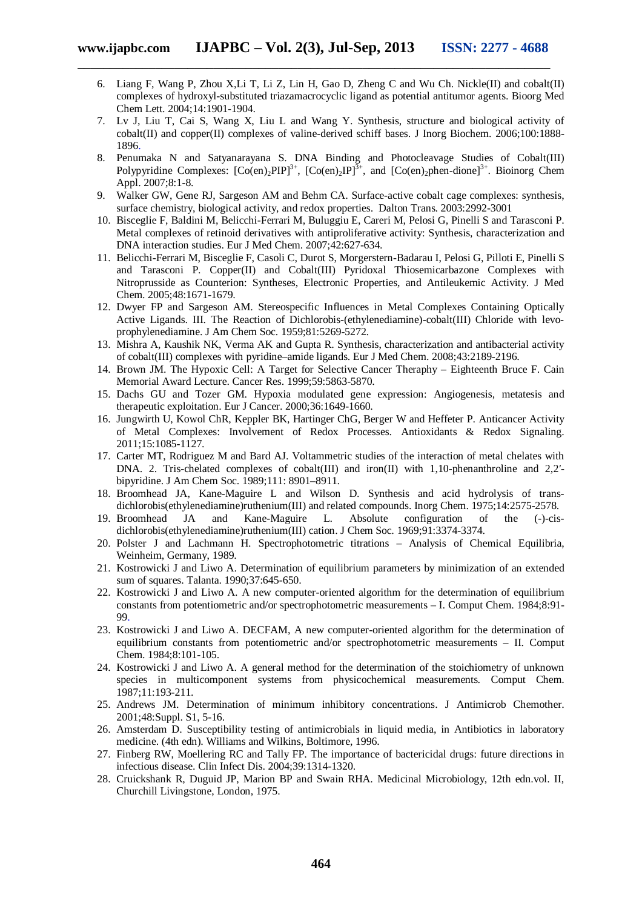6. Liang F, Wang P, Zhou X,Li T, Li Z, Lin H, Gao D, Zheng C and Wu Ch. Nickle(II) and cobalt(II) complexes of hydroxyl-substituted triazamacrocyclic ligand as potential antitumor agents. Bioorg Med Chem Lett. 2004;14:1901-1904.
7. Lv J, Liu T, Cai S, Wang X, Liu L and Wang Y. Synthesis, structure and biological activity of cobalt(II) and copper(II) complexes of valine-derived schiff bases. J Inorg Biochem. 2006;100:1888-1896.
8. Penumaka N and Satyanarayana S. DNA Binding and Photocleavage Studies of Cobalt(III) Polypyridine Complexes: $[Co(en)_2PIP]^{3+}$, $[Co(en)_2IP]^{3+}$, and $[Co(en)_2phen\text{-}dione]^{3+}$. Bioinorg Chem Appl. 2007;8:1-8.
9. Walker GW, Gene RJ, Sargeson AM and Behm CA. Surface-active cobalt cage complexes: synthesis, surface chemistry, biological activity, and redox properties. Dalton Trans. 2003:2992-3001
10. Bisceglie F, Baldini M, Belicchi-Ferrari M, Buluggiu E, Careri M, Pelosi G, Pinelli S and Tarasconi P. Metal complexes of retinoid derivatives with antiproliferative activity: Synthesis, characterization and DNA interaction studies. Eur J Med Chem. 2007;42:627-634.
11. Belicchi-Ferrari M, Bisceglie F, Casoli C, Durot S, Morgerstern-Badarau I, Pelosi G, Pilloti E, Pinelli S and Tarasconi P. Copper(II) and Cobalt(III) Pyridoxal Thiosemicarbazone Complexes with Nitroprusside as Counterion: Syntheses, Electronic Properties, and Antileukemic Activity. J Med Chem. 2005;48:1671-1679.
12. Dwyer FP and Sargeson AM. Stereospecific Influences in Metal Complexes Containing Optically Active Ligands. III. The Reaction of Dichlorobis-(ethylenediamine)-cobalt(III) Chloride with levo-prophylenediamine. J Am Chem Soc. 1959;81:5269-5272.
13. Mishra A, Kaushik NK, Verma AK and Gupta R. Synthesis, characterization and antibacterial activity of cobalt(III) complexes with pyridine–amide ligands. Eur J Med Chem. 2008;43:2189-2196.
14. Brown JM. The Hypoxic Cell: A Target for Selective Cancer Theraphy – Eighteenth Bruce F. Cain Memorial Award Lecture. Cancer Res. 1999;59:5863-5870.
15. Dachs GU and Tozer GM. Hypoxia modulated gene expression: Angiogenesis, metatesis and therapeutic exploitation. Eur J Cancer. 2000;36:1649-1660.
16. Jungwirth U, Kowol ChR, Keppler BK, Hartinger ChG, Berger W and Heffeter P. Anticancer Activity of Metal Complexes: Involvement of Redox Processes. Antioxidants & Redox Signaling. 2011;15:1085-1127.
17. Carter MT, Rodriguez M and Bard AJ. Voltammetric studies of the interaction of metal chelates with DNA. 2. Tris-chelated complexes of cobalt(III) and iron(II) with 1,10-phenanthroline and 2,2′-bipyridine. J Am Chem Soc. 1989;111: 8901–8911.
18. Broomhead JA, Kane-Maguire L and Wilson D. Synthesis and acid hydrolysis of trans-dichlorobis(ethylenediamine)ruthenium(III) and related compounds. Inorg Chem. 1975;14:2575-2578.
19. Broomhead JA and Kane-Maguire L. Absolute configuration of the (-)-cis-dichlorobis(ethylenediamine)ruthenium(III) cation. J Chem Soc. 1969;91:3374-3374.
20. Polster J and Lachmann H. Spectrophotometric titrations – Analysis of Chemical Equilibria, Weinheim, Germany, 1989.
21. Kostrowicki J and Liwo A. Determination of equilibrium parameters by minimization of an extended sum of squares. Talanta. 1990;37:645-650.
22. Kostrowicki J and Liwo A. A new computer-oriented algorithm for the determination of equilibrium constants from potentiometric and/or spectrophotometric measurements – I. Comput Chem. 1984;8:91-99.
23. Kostrowicki J and Liwo A. DECFAM, A new computer-oriented algorithm for the determination of equilibrium constants from potentiometric and/or spectrophotometric measurements – II. Comput Chem. 1984;8:101-105.
24. Kostrowicki J and Liwo A. A general method for the determination of the stoichiometry of unknown species in multicomponent systems from physicochemical measurements. Comput Chem. 1987;11:193-211.
25. Andrews JM. Determination of minimum inhibitory concentrations. J Antimicrob Chemother. 2001;48:Suppl. S1, 5-16.
26. Amsterdam D. Susceptibility testing of antimicrobials in liquid media, in Antibiotics in laboratory medicine. (4th edn). Williams and Wilkins, Boltimore, 1996.
27. Finberg RW, Moellering RC and Tally FP. The importance of bactericidal drugs: future directions in infectious disease. Clin Infect Dis. 2004;39:1314-1320.
28. Cruickshank R, Duguid JP, Marion BP and Swain RHA. Medicinal Microbiology, 12th edn.vol. II, Churchill Livingstone, London, 1975.